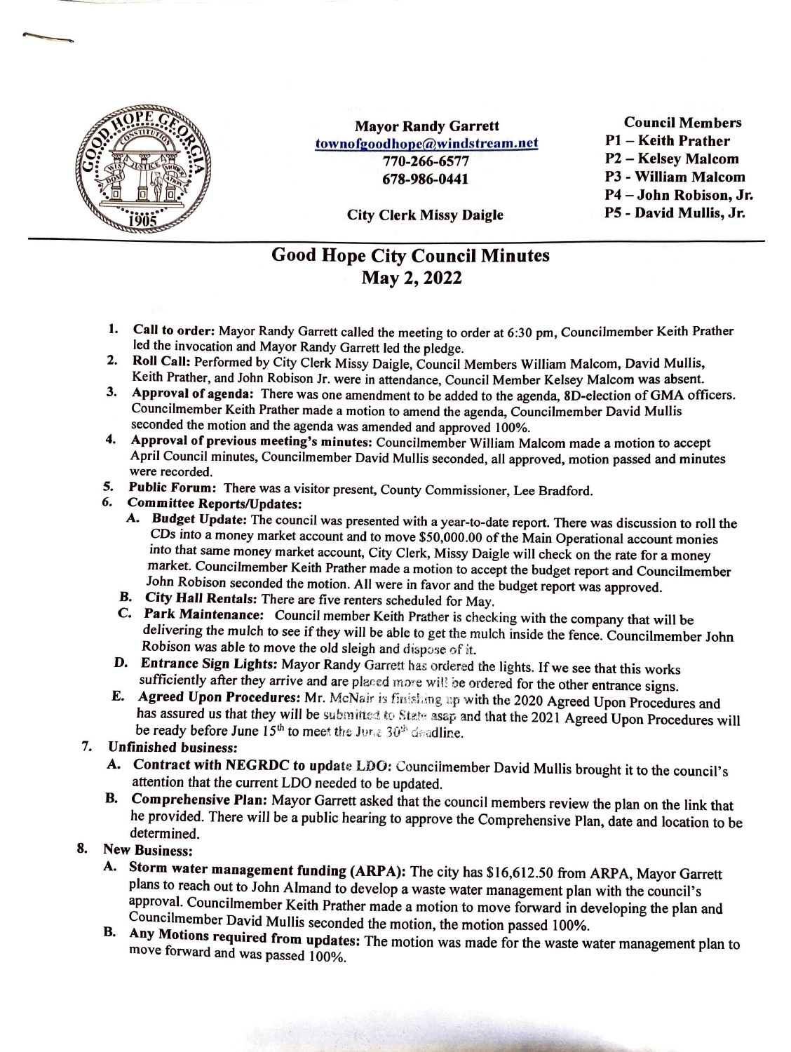Mayor Randy Garrett
townofgoodhope@windstream.net
770-266-6577
678-986-0441

City Clerk Missy Daigle

**Council Members**
**P1 – Keith Prather**
**P2 – Kelsey Malcom**
**P3 - William Malcom**
**P4 – John Robison, Jr.**
**P5 - David Mullis, Jr.**

# Good Hope City Council Minutes
## May 2, 2022

1. **Call to order:** Mayor Randy Garrett called the meeting to order at 6:30 pm, Councilmember Keith Prather led the invocation and Mayor Randy Garrett led the pledge.
2. **Roll Call:** Performed by City Clerk Missy Daigle, Council Members William Malcom, David Mullis, Keith Prather, and John Robison Jr. were in attendance, Council Member Kelsey Malcom was absent.
3. **Approval of agenda:** There was one amendment to be added to the agenda, 8D-election of GMA officers. Councilmember Keith Prather made a motion to amend the agenda, Councilmember David Mullis seconded the motion and the agenda was amended and approved 100%.
4. **Approval of previous meeting's minutes:** Councilmember William Malcom made a motion to accept April Council minutes, Councilmember David Mullis seconded, all approved, motion passed and minutes were recorded.
5. **Public Forum:** There was a visitor present, County Commissioner, Lee Bradford.
6. **Committee Reports/Updates:**
   - A. **Budget Update:** The council was presented with a year-to-date report. There was discussion to roll the CDs into a money market account and to move $50,000.00 of the Main Operational account monies into that same money market account, City Clerk, Missy Daigle will check on the rate for a money market. Councilmember Keith Prather made a motion to accept the budget report and Councilmember John Robison seconded the motion. All were in favor and the budget report was approved.
   - B. **City Hall Rentals:** There are five renters scheduled for May.
   - C. **Park Maintenance:** Council member Keith Prather is checking with the company that will be delivering the mulch to see if they will be able to get the mulch inside the fence. Councilmember John Robison was able to move the old sleigh and dispose of it.
   - D. **Entrance Sign Lights:** Mayor Randy Garrett has ordered the lights. If we see that this works sufficiently after they arrive and are placed more will be ordered for the other entrance signs.
   - E. **Agreed Upon Procedures:** Mr. McNair is finishing up with the 2020 Agreed Upon Procedures and has assured us that they will be submitted to State asap and that the 2021 Agreed Upon Procedures will be ready before June 15th to meet the June 30th deadline.
7. **Unfinished business:**
   - A. **Contract with NEGRDC to update LDO:** Councilmember David Mullis brought it to the council's attention that the current LDO needed to be updated.
   - B. **Comprehensive Plan:** Mayor Garrett asked that the council members review the plan on the link that he provided. There will be a public hearing to approve the Comprehensive Plan, date and location to be determined.
8. **New Business:**
   - A. **Storm water management funding (ARPA):** The city has $16,612.50 from ARPA, Mayor Garrett plans to reach out to John Almand to develop a waste water management plan with the council's approval. Councilmember Keith Prather made a motion to move forward in developing the plan and Councilmember David Mullis seconded the motion, the motion passed 100%.
   - B. **Any Motions required from updates:** The motion was made for the waste water management plan to move forward and was passed 100%.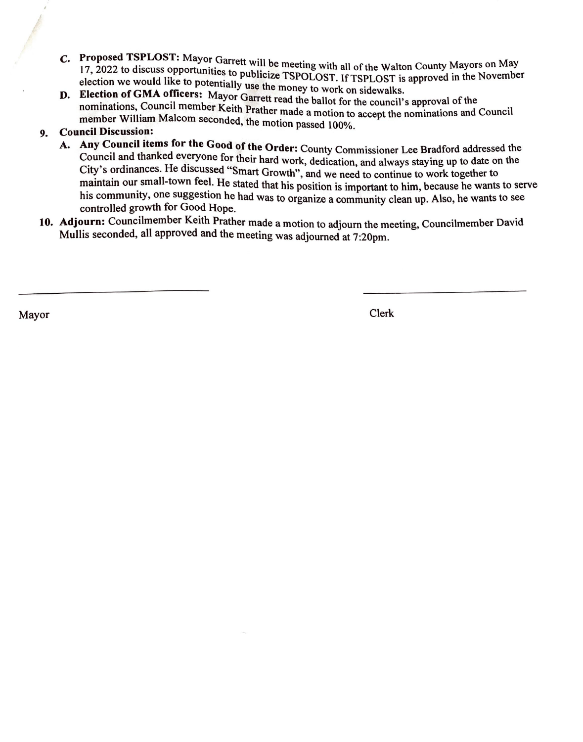C. **Proposed TSPLOST:** Mayor Garrett will be meeting with all of the Walton County Mayors on May 17, 2022 to discuss opportunities to publicize TSPOLOST. If TSPLOST is approved in the November election we would like to potentially use the money to work on sidewalks.

D. **Election of GMA officers:** Mayor Garrett read the ballot for the council's approval of the nominations, Council member Keith Prather made a motion to accept the nominations and Council member William Malcom seconded, the motion passed 100%.

9. **Council Discussion:**

   A. **Any Council items for the Good of the Order:** County Commissioner Lee Bradford addressed the Council and thanked everyone for their hard work, dedication, and always staying up to date on the City's ordinances. He discussed "Smart Growth", and we need to continue to work together to maintain our small-town feel. He stated that his position is important to him, because he wants to serve his community, one suggestion he had was to organize a community clean up. Also, he wants to see controlled growth for Good Hope.

10. **Adjourn:** Councilmember Keith Prather made a motion to adjourn the meeting, Councilmember David Mullis seconded, all approved and the meeting was adjourned at 7:20pm.

\_\_\_\_\_\_\_\_\_\_\_\_\_\_\_\_\_\_\_\_\_\_\_\_\_\_\_\_\_\_\_\_\_\_\_\_\_\_\_\_

Mayor

\_\_\_\_\_\_\_\_\_\_\_\_\_\_\_\_\_\_\_\_\_\_\_\_\_\_\_\_\_\_\_\_\_\_\_\_\_\_\_\_

Clerk